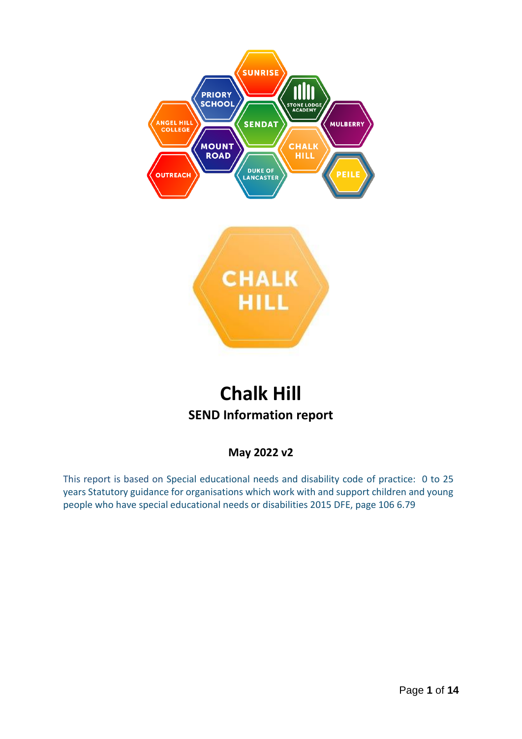# Chalk Hill

## SEND Information report

**May 2022 v2**

This report is based on Special educational needs and disability code of practice: 0 to 25 years Statutory guidance for organisations which work with and support children and young people who have special educational needs or disabilities 2015 DFE, page 106 6.79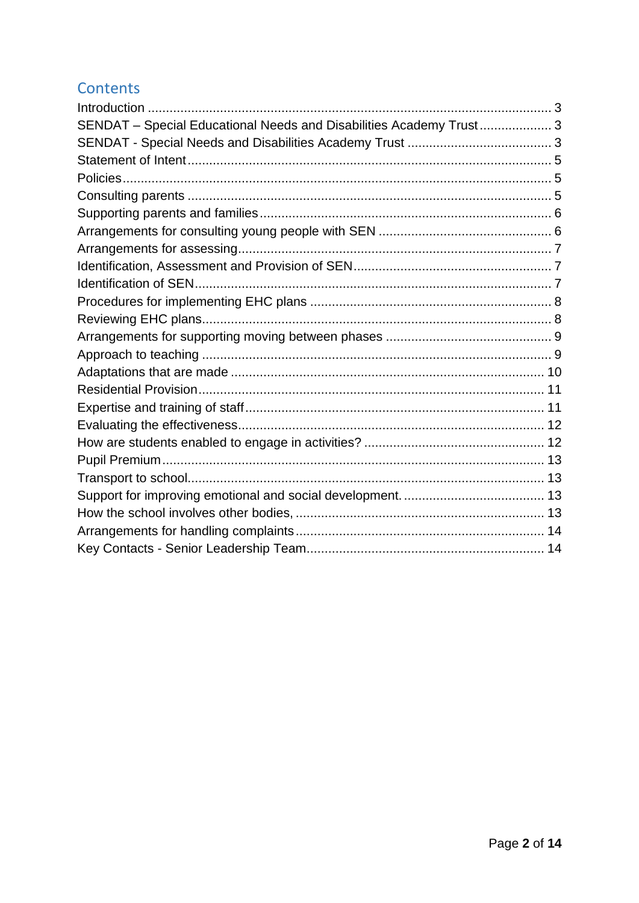## Contents

Introduction .......................................................................................................... 3
SENDAT – Special Educational Needs and Disabilities Academy Trust .................... 3
SENDAT - Special Needs and Disabilities Academy Trust ........................................ 3
Statement of Intent ................................................................................................... 5
Policies ..................................................................................................................... 5
Consulting parents .................................................................................................... 5
Supporting parents and families ................................................................................ 6
Arrangements for consulting young people with SEN ................................................ 6
Arrangements for assessing ...................................................................................... 7
Identification, Assessment and Provision of SEN ....................................................... 7
Identification of SEN ................................................................................................. 7
Procedures for implementing EHC plans .................................................................. 8
Reviewing EHC plans ................................................................................................ 8
Arrangements for supporting moving between phases ............................................. 9
Approach to teaching ................................................................................................ 9
Adaptations that are made ...................................................................................... 10
Residential Provision ............................................................................................... 11
Expertise and training of staff .................................................................................. 11
Evaluating the effectiveness .................................................................................... 12
How are students enabled to engage in activities? .................................................. 12
Pupil Premium ......................................................................................................... 13
Transport to school .................................................................................................. 13
Support for improving emotional and social development. ....................................... 13
How the school involves other bodies, ..................................................................... 13
Arrangements for handling complaints .................................................................... 14
Key Contacts - Senior Leadership Team ................................................................. 14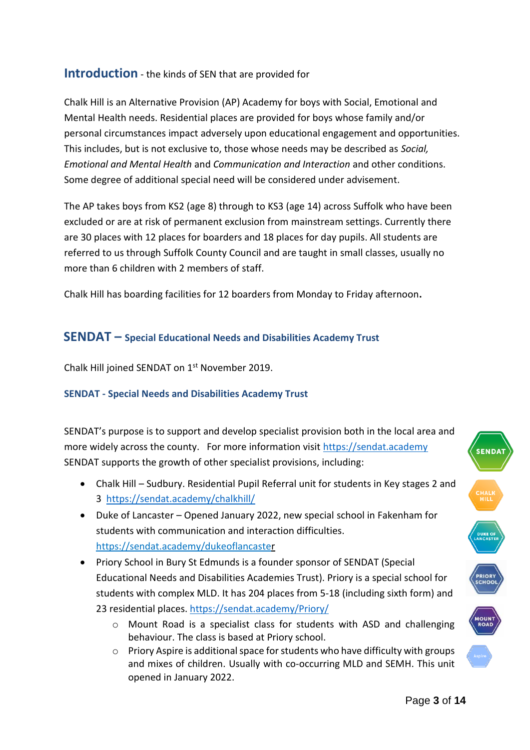## Introduction - the kinds of SEN that are provided for

Chalk Hill is an Alternative Provision (AP) Academy for boys with Social, Emotional and Mental Health needs. Residential places are provided for boys whose family and/or personal circumstances impact adversely upon educational engagement and opportunities. This includes, but is not exclusive to, those whose needs may be described as *Social, Emotional and Mental Health* and *Communication and Interaction* and other conditions. Some degree of additional special need will be considered under advisement.

The AP takes boys from KS2 (age 8) through to KS3 (age 14) across Suffolk who have been excluded or are at risk of permanent exclusion from mainstream settings. Currently there are 30 places with 12 places for boarders and 18 places for day pupils. All students are referred to us through Suffolk County Council and are taught in small classes, usually no more than 6 children with 2 members of staff.

Chalk Hill has boarding facilities for 12 boarders from Monday to Friday afternoon**.**

## SENDAT – Special Educational Needs and Disabilities Academy Trust

Chalk Hill joined SENDAT on 1st November 2019.

### SENDAT - Special Needs and Disabilities Academy Trust

SENDAT's purpose is to support and develop specialist provision both in the local area and more widely across the county. For more information visit https://sendat.academy SENDAT supports the growth of other specialist provisions, including:

- Chalk Hill – Sudbury. Residential Pupil Referral unit for students in Key stages 2 and 3 https://sendat.academy/chalkhill/
- Duke of Lancaster – Opened January 2022, new special school in Fakenham for students with communication and interaction difficulties. https://sendat.academy/dukeoflancaster
- Priory School in Bury St Edmunds is a founder sponsor of SENDAT (Special Educational Needs and Disabilities Academies Trust). Priory is a special school for students with complex MLD. It has 204 places from 5-18 (including sixth form) and 23 residential places. https://sendat.academy/Priory/
    - Mount Road is a specialist class for students with ASD and challenging behaviour. The class is based at Priory school.
    - Priory Aspire is additional space for students who have difficulty with groups and mixes of children. Usually with co-occurring MLD and SEMH. This unit opened in January 2022.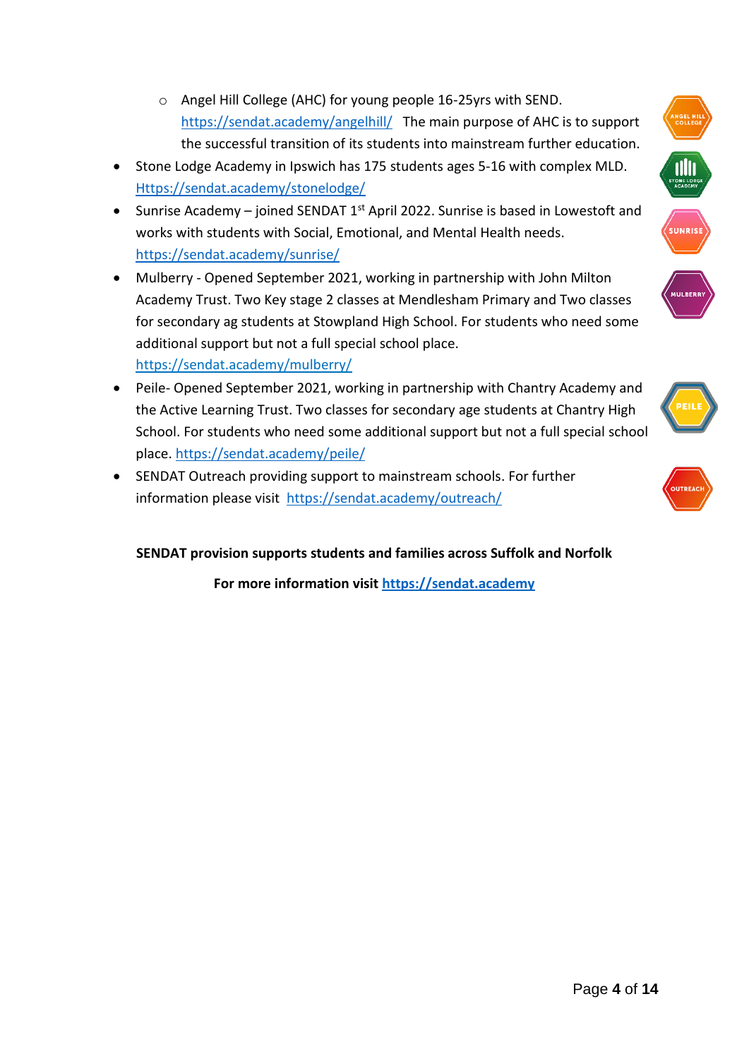- Angel Hill College (AHC) for young people 16-25yrs with SEND. https://sendat.academy/angelhill/ The main purpose of AHC is to support the successful transition of its students into mainstream further education.
- Stone Lodge Academy in Ipswich has 175 students ages 5-16 with complex MLD. Https://sendat.academy/stonelodge/
- Sunrise Academy – joined SENDAT 1st April 2022. Sunrise is based in Lowestoft and works with students with Social, Emotional, and Mental Health needs. https://sendat.academy/sunrise/
- Mulberry - Opened September 2021, working in partnership with John Milton Academy Trust. Two Key stage 2 classes at Mendlesham Primary and Two classes for secondary ag students at Stowpland High School. For students who need some additional support but not a full special school place. https://sendat.academy/mulberry/
- Peile- Opened September 2021, working in partnership with Chantry Academy and the Active Learning Trust. Two classes for secondary age students at Chantry High School. For students who need some additional support but not a full special school place. https://sendat.academy/peile/
- SENDAT Outreach providing support to mainstream schools. For further information please visit https://sendat.academy/outreach/

**SENDAT provision supports students and families across Suffolk and Norfolk**

**For more information visit https://sendat.academy**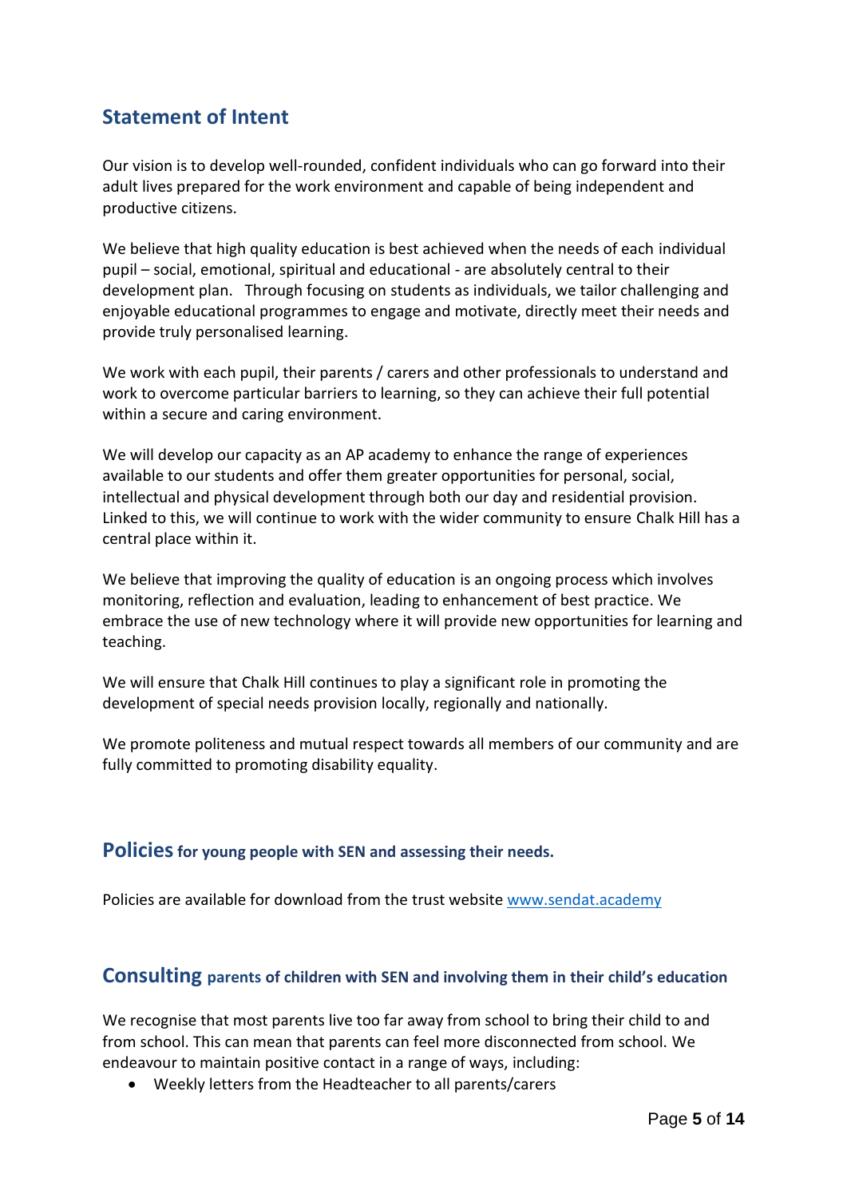## Statement of Intent

Our vision is to develop well-rounded, confident individuals who can go forward into their adult lives prepared for the work environment and capable of being independent and productive citizens.

We believe that high quality education is best achieved when the needs of each individual pupil – social, emotional, spiritual and educational - are absolutely central to their development plan. Through focusing on students as individuals, we tailor challenging and enjoyable educational programmes to engage and motivate, directly meet their needs and provide truly personalised learning.

We work with each pupil, their parents / carers and other professionals to understand and work to overcome particular barriers to learning, so they can achieve their full potential within a secure and caring environment.

We will develop our capacity as an AP academy to enhance the range of experiences available to our students and offer them greater opportunities for personal, social, intellectual and physical development through both our day and residential provision. Linked to this, we will continue to work with the wider community to ensure Chalk Hill has a central place within it.

We believe that improving the quality of education is an ongoing process which involves monitoring, reflection and evaluation, leading to enhancement of best practice. We embrace the use of new technology where it will provide new opportunities for learning and teaching.

We will ensure that Chalk Hill continues to play a significant role in promoting the development of special needs provision locally, regionally and nationally.

We promote politeness and mutual respect towards all members of our community and are fully committed to promoting disability equality.

## Policies for young people with SEN and assessing their needs.

Policies are available for download from the trust website [www.sendat.academy](www.sendat.academy)

## Consulting parents of children with SEN and involving them in their child's education

We recognise that most parents live too far away from school to bring their child to and from school. This can mean that parents can feel more disconnected from school. We endeavour to maintain positive contact in a range of ways, including:

- Weekly letters from the Headteacher to all parents/carers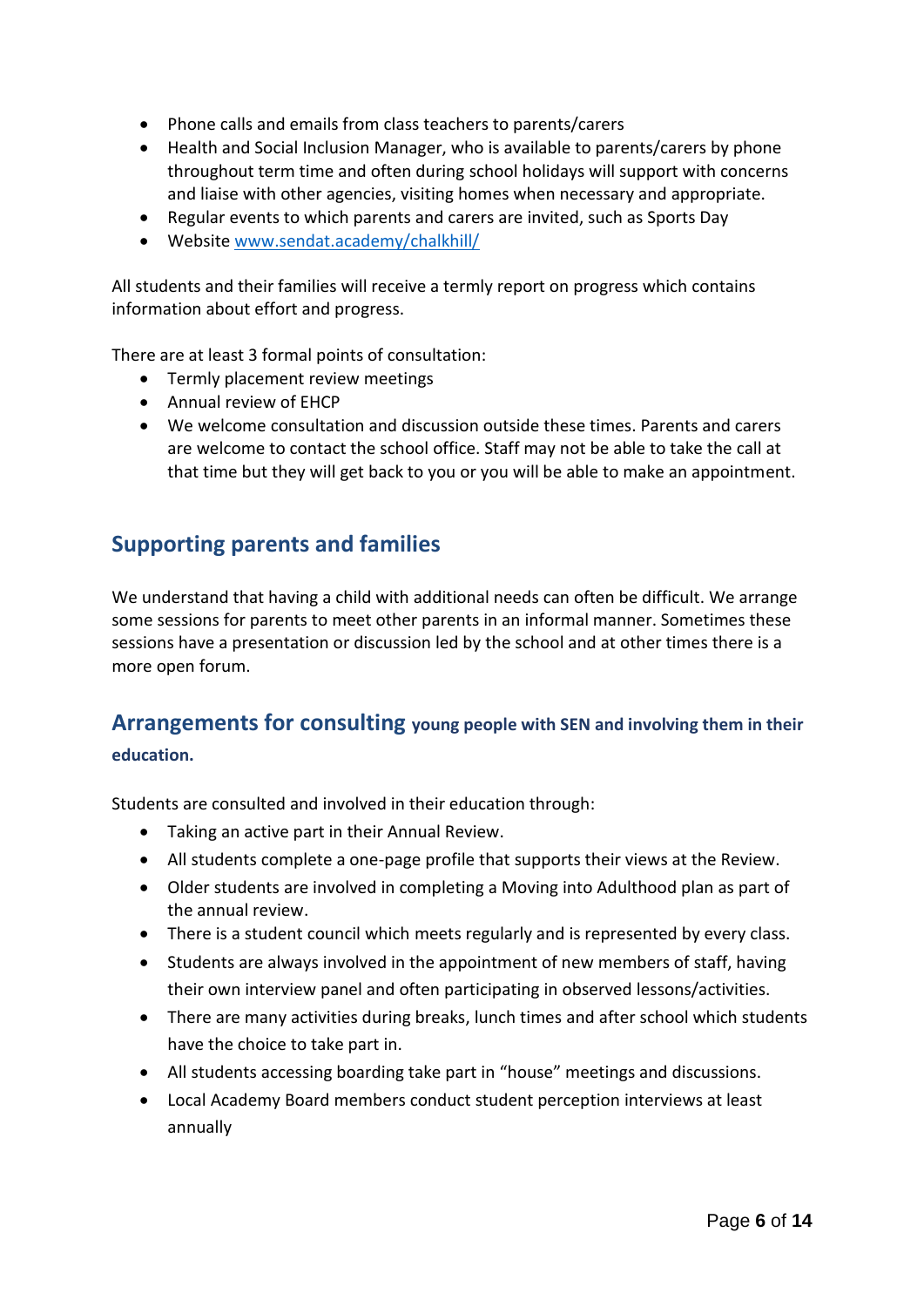- Phone calls and emails from class teachers to parents/carers
- Health and Social Inclusion Manager, who is available to parents/carers by phone throughout term time and often during school holidays will support with concerns and liaise with other agencies, visiting homes when necessary and appropriate.
- Regular events to which parents and carers are invited, such as Sports Day
- Website [www.sendat.academy/chalkhill/](www.sendat.academy/chalkhill/)

All students and their families will receive a termly report on progress which contains information about effort and progress.

There are at least 3 formal points of consultation:

- Termly placement review meetings
- Annual review of EHCP
- We welcome consultation and discussion outside these times. Parents and carers are welcome to contact the school office. Staff may not be able to take the call at that time but they will get back to you or you will be able to make an appointment.

## Supporting parents and families

We understand that having a child with additional needs can often be difficult. We arrange some sessions for parents to meet other parents in an informal manner. Sometimes these sessions have a presentation or discussion led by the school and at other times there is a more open forum.

## Arrangements for consulting young people with SEN and involving them in their education.

Students are consulted and involved in their education through:

- Taking an active part in their Annual Review.
- All students complete a one-page profile that supports their views at the Review.
- Older students are involved in completing a Moving into Adulthood plan as part of the annual review.
- There is a student council which meets regularly and is represented by every class.
- Students are always involved in the appointment of new members of staff, having their own interview panel and often participating in observed lessons/activities.
- There are many activities during breaks, lunch times and after school which students have the choice to take part in.
- All students accessing boarding take part in "house" meetings and discussions.
- Local Academy Board members conduct student perception interviews at least annually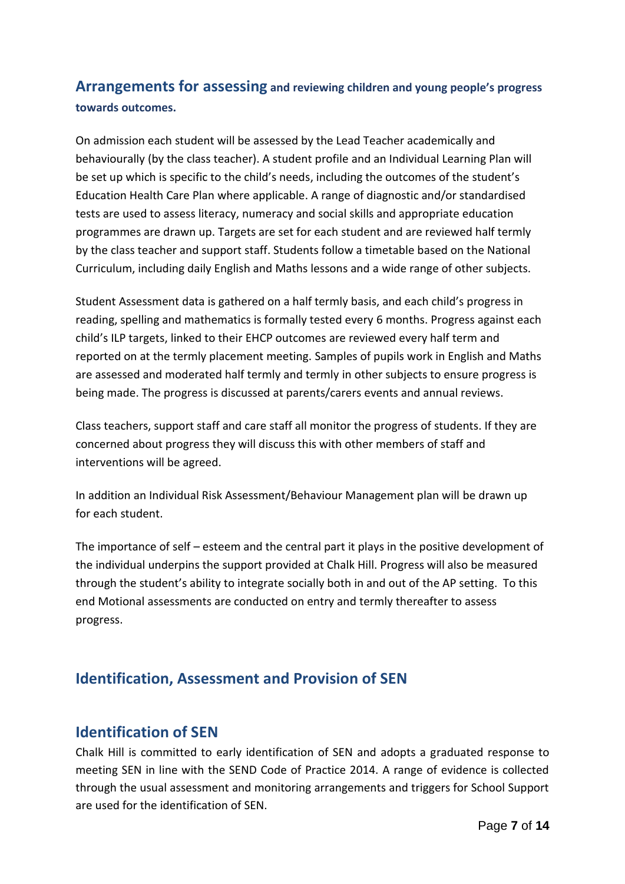## Arrangements for assessing and reviewing children and young people's progress towards outcomes.

On admission each student will be assessed by the Lead Teacher academically and behaviourally (by the class teacher). A student profile and an Individual Learning Plan will be set up which is specific to the child's needs, including the outcomes of the student's Education Health Care Plan where applicable. A range of diagnostic and/or standardised tests are used to assess literacy, numeracy and social skills and appropriate education programmes are drawn up. Targets are set for each student and are reviewed half termly by the class teacher and support staff. Students follow a timetable based on the National Curriculum, including daily English and Maths lessons and a wide range of other subjects.

Student Assessment data is gathered on a half termly basis, and each child's progress in reading, spelling and mathematics is formally tested every 6 months. Progress against each child's ILP targets, linked to their EHCP outcomes are reviewed every half term and reported on at the termly placement meeting. Samples of pupils work in English and Maths are assessed and moderated half termly and termly in other subjects to ensure progress is being made. The progress is discussed at parents/carers events and annual reviews.

Class teachers, support staff and care staff all monitor the progress of students. If they are concerned about progress they will discuss this with other members of staff and interventions will be agreed.

In addition an Individual Risk Assessment/Behaviour Management plan will be drawn up for each student.

The importance of self – esteem and the central part it plays in the positive development of the individual underpins the support provided at Chalk Hill. Progress will also be measured through the student's ability to integrate socially both in and out of the AP setting. To this end Motional assessments are conducted on entry and termly thereafter to assess progress.

## Identification, Assessment and Provision of SEN

## Identification of SEN

Chalk Hill is committed to early identification of SEN and adopts a graduated response to meeting SEN in line with the SEND Code of Practice 2014. A range of evidence is collected through the usual assessment and monitoring arrangements and triggers for School Support are used for the identification of SEN.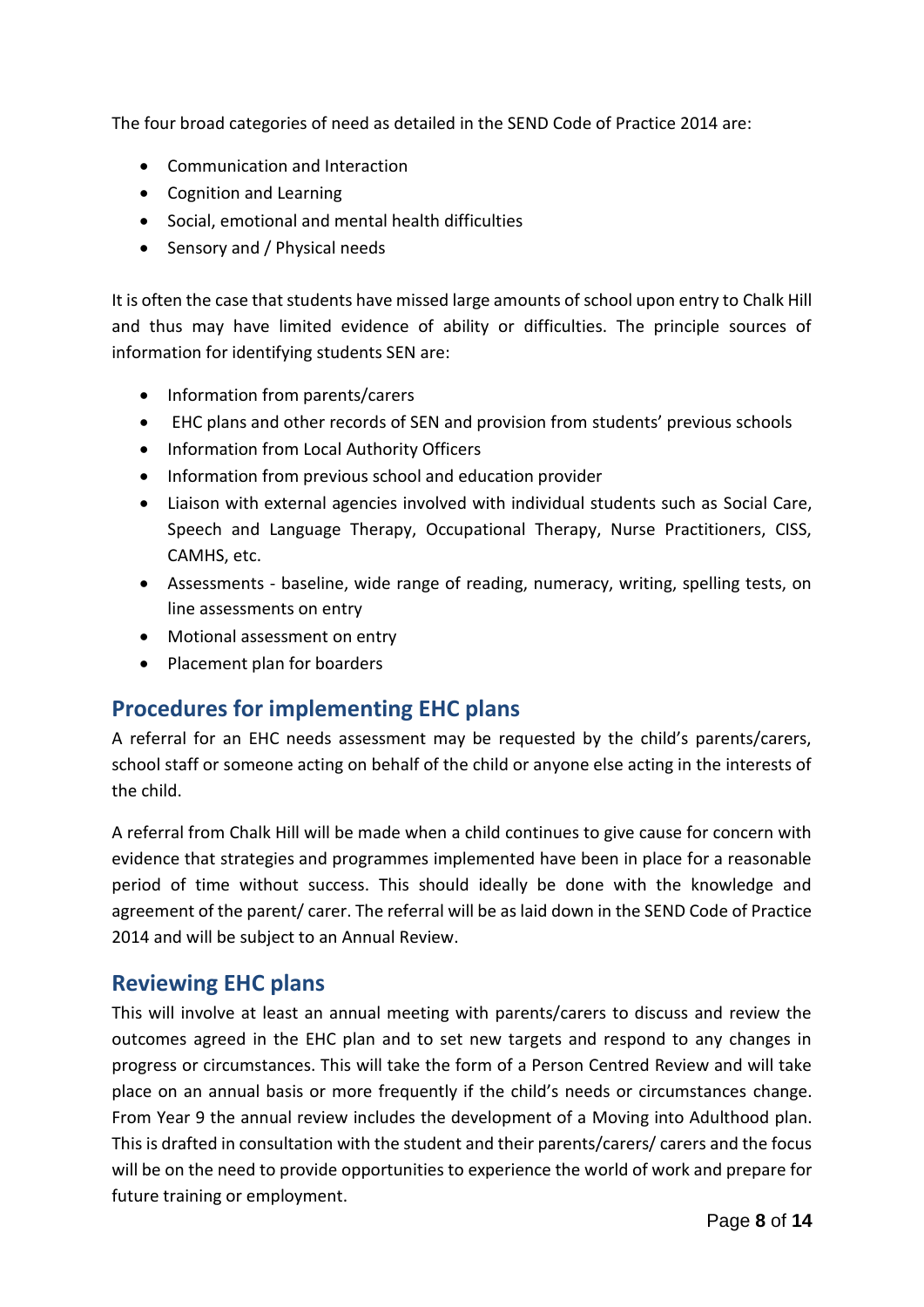The four broad categories of need as detailed in the SEND Code of Practice 2014 are:

- Communication and Interaction
- Cognition and Learning
- Social, emotional and mental health difficulties
- Sensory and / Physical needs

It is often the case that students have missed large amounts of school upon entry to Chalk Hill and thus may have limited evidence of ability or difficulties. The principle sources of information for identifying students SEN are:

- Information from parents/carers
- EHC plans and other records of SEN and provision from students' previous schools
- Information from Local Authority Officers
- Information from previous school and education provider
- Liaison with external agencies involved with individual students such as Social Care, Speech and Language Therapy, Occupational Therapy, Nurse Practitioners, CISS, CAMHS, etc.
- Assessments - baseline, wide range of reading, numeracy, writing, spelling tests, on line assessments on entry
- Motional assessment on entry
- Placement plan for boarders

## Procedures for implementing EHC plans

A referral for an EHC needs assessment may be requested by the child's parents/carers, school staff or someone acting on behalf of the child or anyone else acting in the interests of the child.

A referral from Chalk Hill will be made when a child continues to give cause for concern with evidence that strategies and programmes implemented have been in place for a reasonable period of time without success. This should ideally be done with the knowledge and agreement of the parent/ carer. The referral will be as laid down in the SEND Code of Practice 2014 and will be subject to an Annual Review.

## Reviewing EHC plans

This will involve at least an annual meeting with parents/carers to discuss and review the outcomes agreed in the EHC plan and to set new targets and respond to any changes in progress or circumstances. This will take the form of a Person Centred Review and will take place on an annual basis or more frequently if the child's needs or circumstances change. From Year 9 the annual review includes the development of a Moving into Adulthood plan. This is drafted in consultation with the student and their parents/carers/ carers and the focus will be on the need to provide opportunities to experience the world of work and prepare for future training or employment.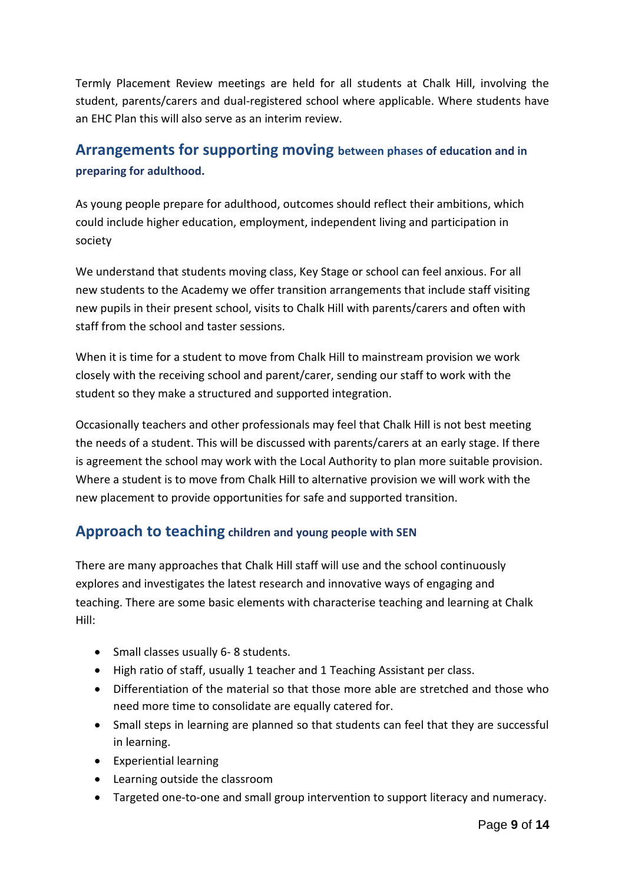Termly Placement Review meetings are held for all students at Chalk Hill, involving the student, parents/carers and dual-registered school where applicable. Where students have an EHC Plan this will also serve as an interim review.

## Arrangements for supporting moving between phases of education and in preparing for adulthood.

As young people prepare for adulthood, outcomes should reflect their ambitions, which could include higher education, employment, independent living and participation in society

We understand that students moving class, Key Stage or school can feel anxious. For all new students to the Academy we offer transition arrangements that include staff visiting new pupils in their present school, visits to Chalk Hill with parents/carers and often with staff from the school and taster sessions.

When it is time for a student to move from Chalk Hill to mainstream provision we work closely with the receiving school and parent/carer, sending our staff to work with the student so they make a structured and supported integration.

Occasionally teachers and other professionals may feel that Chalk Hill is not best meeting the needs of a student. This will be discussed with parents/carers at an early stage. If there is agreement the school may work with the Local Authority to plan more suitable provision. Where a student is to move from Chalk Hill to alternative provision we will work with the new placement to provide opportunities for safe and supported transition.

## Approach to teaching children and young people with SEN

There are many approaches that Chalk Hill staff will use and the school continuously explores and investigates the latest research and innovative ways of engaging and teaching. There are some basic elements with characterise teaching and learning at Chalk Hill:

- Small classes usually 6- 8 students.
- High ratio of staff, usually 1 teacher and 1 Teaching Assistant per class.
- Differentiation of the material so that those more able are stretched and those who need more time to consolidate are equally catered for.
- Small steps in learning are planned so that students can feel that they are successful in learning.
- Experiential learning
- Learning outside the classroom
- Targeted one-to-one and small group intervention to support literacy and numeracy.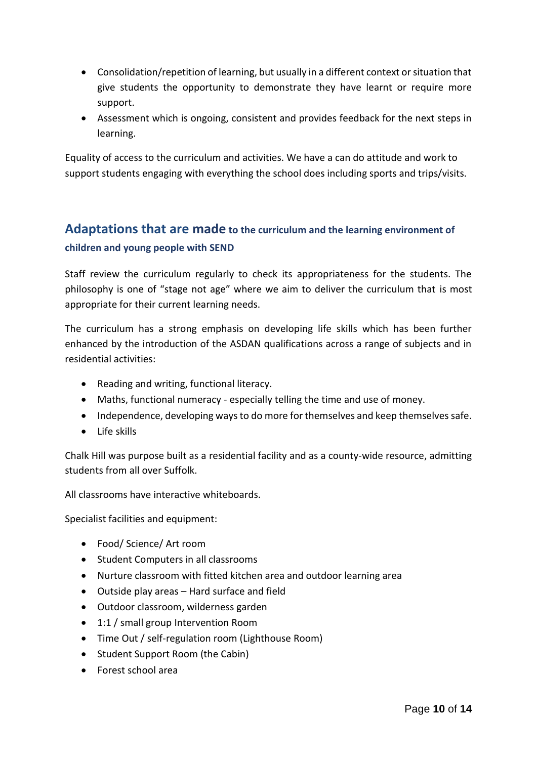- Consolidation/repetition of learning, but usually in a different context or situation that give students the opportunity to demonstrate they have learnt or require more support.
- Assessment which is ongoing, consistent and provides feedback for the next steps in learning.

Equality of access to the curriculum and activities. We have a can do attitude and work to support students engaging with everything the school does including sports and trips/visits.

## Adaptations that are made to the curriculum and the learning environment of children and young people with SEND

Staff review the curriculum regularly to check its appropriateness for the students. The philosophy is one of "stage not age" where we aim to deliver the curriculum that is most appropriate for their current learning needs.

The curriculum has a strong emphasis on developing life skills which has been further enhanced by the introduction of the ASDAN qualifications across a range of subjects and in residential activities:

- Reading and writing, functional literacy.
- Maths, functional numeracy - especially telling the time and use of money.
- Independence, developing ways to do more for themselves and keep themselves safe.
- Life skills

Chalk Hill was purpose built as a residential facility and as a county-wide resource, admitting students from all over Suffolk.

All classrooms have interactive whiteboards.

Specialist facilities and equipment:

- Food/ Science/ Art room
- Student Computers in all classrooms
- Nurture classroom with fitted kitchen area and outdoor learning area
- Outside play areas – Hard surface and field
- Outdoor classroom, wilderness garden
- 1:1 / small group Intervention Room
- Time Out / self-regulation room (Lighthouse Room)
- Student Support Room (the Cabin)
- Forest school area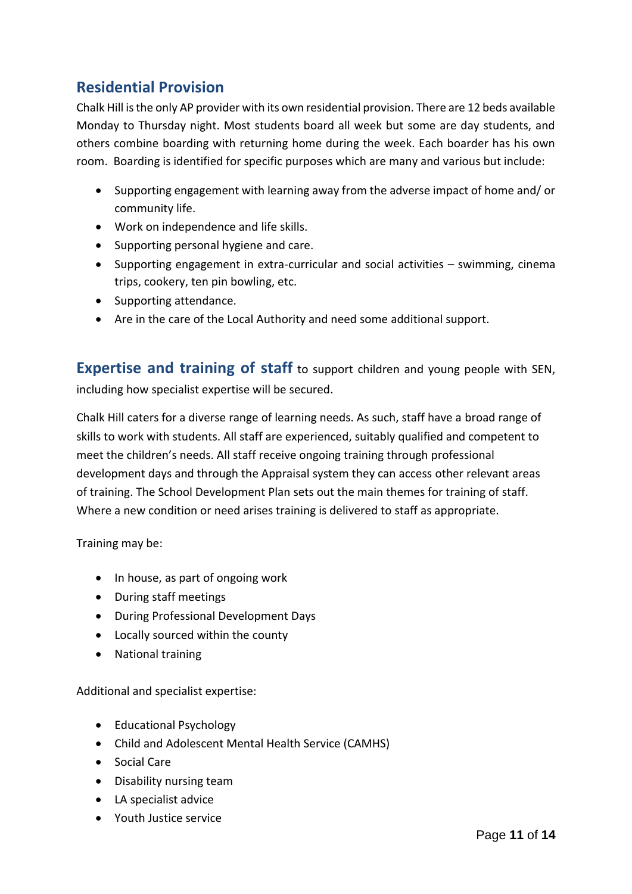## Residential Provision

Chalk Hill is the only AP provider with its own residential provision. There are 12 beds available Monday to Thursday night. Most students board all week but some are day students, and others combine boarding with returning home during the week. Each boarder has his own room. Boarding is identified for specific purposes which are many and various but include:

- Supporting engagement with learning away from the adverse impact of home and/ or community life.
- Work on independence and life skills.
- Supporting personal hygiene and care.
- Supporting engagement in extra-curricular and social activities – swimming, cinema trips, cookery, ten pin bowling, etc.
- Supporting attendance.
- Are in the care of the Local Authority and need some additional support.

## Expertise and training of staff to support children and young people with SEN, including how specialist expertise will be secured.

Chalk Hill caters for a diverse range of learning needs. As such, staff have a broad range of skills to work with students. All staff are experienced, suitably qualified and competent to meet the children's needs. All staff receive ongoing training through professional development days and through the Appraisal system they can access other relevant areas of training. The School Development Plan sets out the main themes for training of staff. Where a new condition or need arises training is delivered to staff as appropriate.

Training may be:

- In house, as part of ongoing work
- During staff meetings
- During Professional Development Days
- Locally sourced within the county
- National training

Additional and specialist expertise:

- Educational Psychology
- Child and Adolescent Mental Health Service (CAMHS)
- Social Care
- Disability nursing team
- LA specialist advice
- Youth Justice service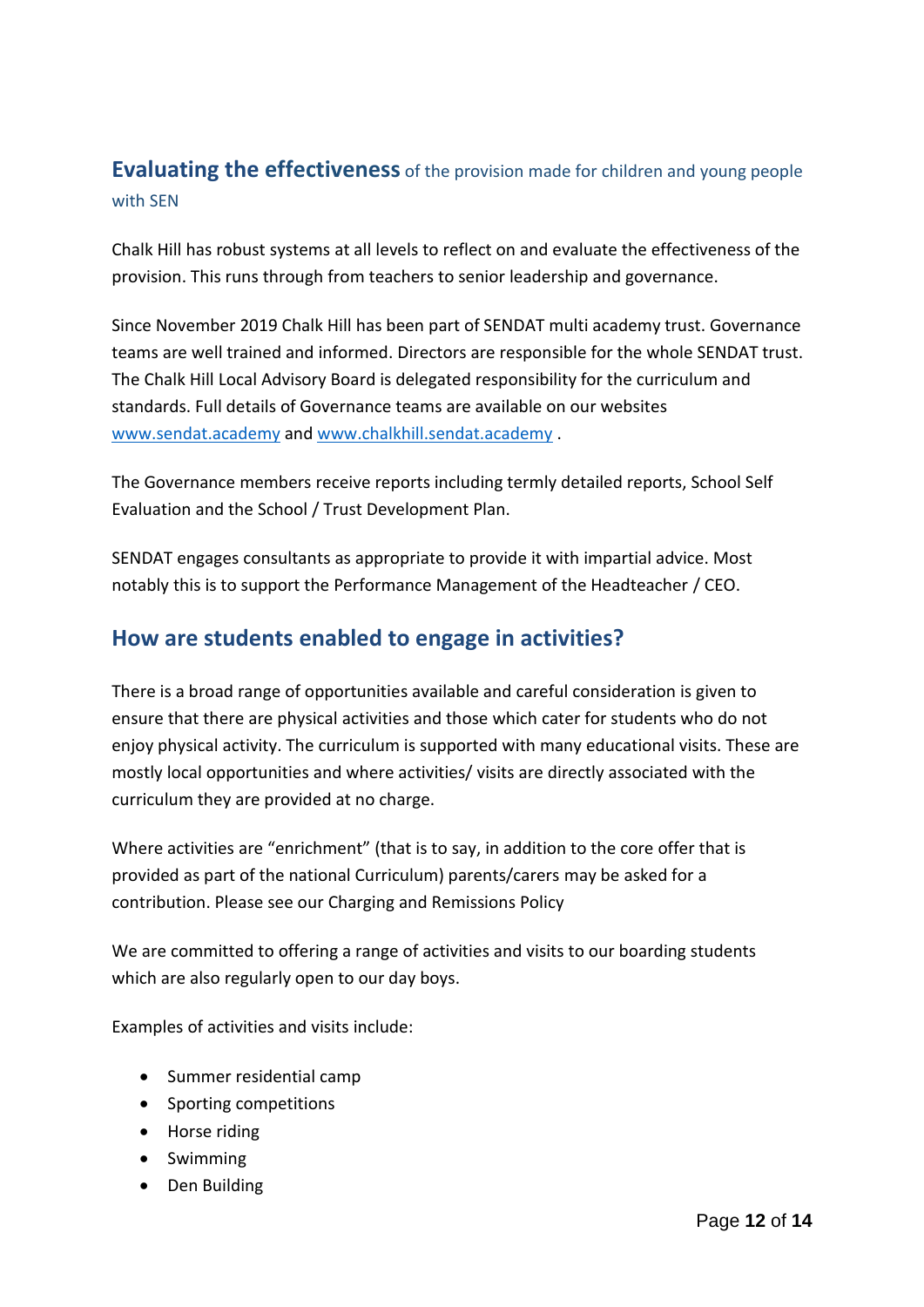## **Evaluating the effectiveness** of the provision made for children and young people with SEN

Chalk Hill has robust systems at all levels to reflect on and evaluate the effectiveness of the provision. This runs through from teachers to senior leadership and governance.

Since November 2019 Chalk Hill has been part of SENDAT multi academy trust. Governance teams are well trained and informed. Directors are responsible for the whole SENDAT trust. The Chalk Hill Local Advisory Board is delegated responsibility for the curriculum and standards. Full details of Governance teams are available on our websites [www.sendat.academy](http://www.sendat.academy) and [www.chalkhill.sendat.academy](http://www.chalkhill.sendat.academy) .

The Governance members receive reports including termly detailed reports, School Self Evaluation and the School / Trust Development Plan.

SENDAT engages consultants as appropriate to provide it with impartial advice. Most notably this is to support the Performance Management of the Headteacher / CEO.

## How are students enabled to engage in activities?

There is a broad range of opportunities available and careful consideration is given to ensure that there are physical activities and those which cater for students who do not enjoy physical activity. The curriculum is supported with many educational visits. These are mostly local opportunities and where activities/ visits are directly associated with the curriculum they are provided at no charge.

Where activities are "enrichment" (that is to say, in addition to the core offer that is provided as part of the national Curriculum) parents/carers may be asked for a contribution. Please see our Charging and Remissions Policy

We are committed to offering a range of activities and visits to our boarding students which are also regularly open to our day boys.

Examples of activities and visits include:

- Summer residential camp
- Sporting competitions
- Horse riding
- Swimming
- Den Building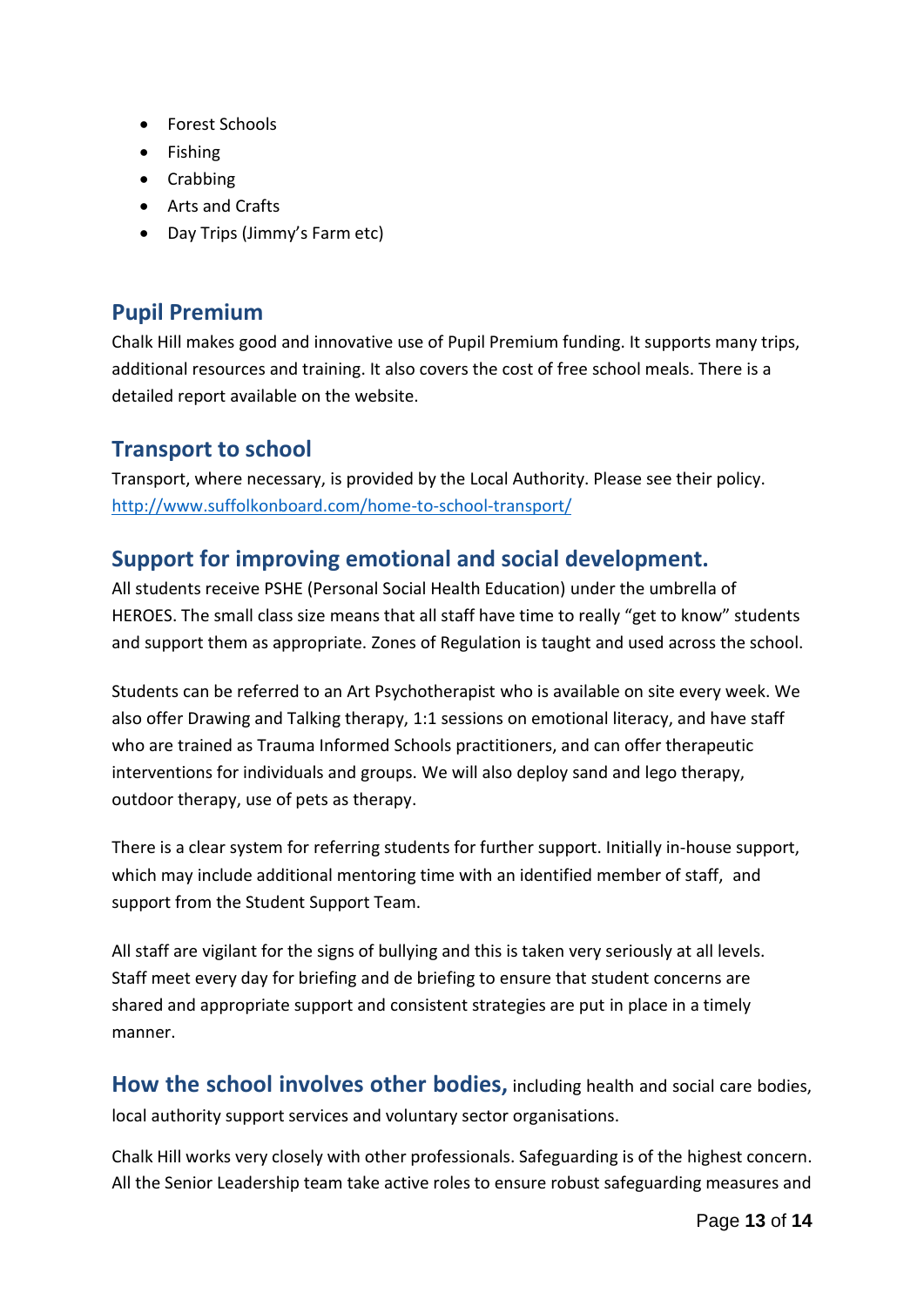- Forest Schools
- Fishing
- Crabbing
- Arts and Crafts
- Day Trips (Jimmy's Farm etc)

## Pupil Premium

Chalk Hill makes good and innovative use of Pupil Premium funding. It supports many trips, additional resources and training. It also covers the cost of free school meals. There is a detailed report available on the website.

## Transport to school

Transport, where necessary, is provided by the Local Authority. Please see their policy. [http://www.suffolkonboard.com/home-to-school-transport/](http://www.suffolkonboard.com/home-to-school-transport/)

## Support for improving emotional and social development.

All students receive PSHE (Personal Social Health Education) under the umbrella of HEROES. The small class size means that all staff have time to really "get to know" students and support them as appropriate. Zones of Regulation is taught and used across the school.

Students can be referred to an Art Psychotherapist who is available on site every week. We also offer Drawing and Talking therapy, 1:1 sessions on emotional literacy, and have staff who are trained as Trauma Informed Schools practitioners, and can offer therapeutic interventions for individuals and groups. We will also deploy sand and lego therapy, outdoor therapy, use of pets as therapy.

There is a clear system for referring students for further support. Initially in-house support, which may include additional mentoring time with an identified member of staff, and support from the Student Support Team.

All staff are vigilant for the signs of bullying and this is taken very seriously at all levels. Staff meet every day for briefing and de briefing to ensure that student concerns are shared and appropriate support and consistent strategies are put in place in a timely manner.

## How the school involves other bodies, including health and social care bodies, local authority support services and voluntary sector organisations.

Chalk Hill works very closely with other professionals. Safeguarding is of the highest concern. All the Senior Leadership team take active roles to ensure robust safeguarding measures and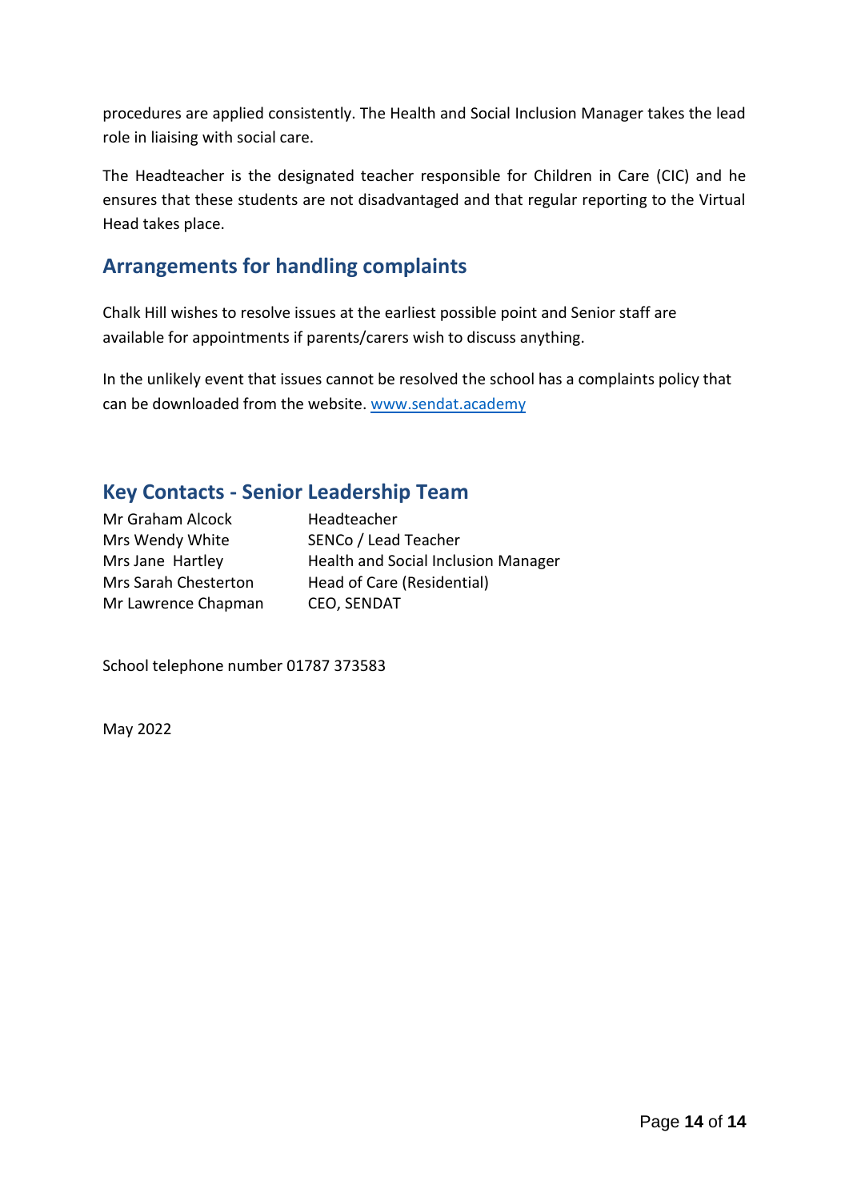procedures are applied consistently. The Health and Social Inclusion Manager takes the lead role in liaising with social care.

The Headteacher is the designated teacher responsible for Children in Care (CIC) and he ensures that these students are not disadvantaged and that regular reporting to the Virtual Head takes place.

## Arrangements for handling complaints

Chalk Hill wishes to resolve issues at the earliest possible point and Senior staff are available for appointments if parents/carers wish to discuss anything.

In the unlikely event that issues cannot be resolved the school has a complaints policy that can be downloaded from the website. [www.sendat.academy](http://www.sendat.academy)

## Key Contacts - Senior Leadership Team

| | |
|---|---|
| Mr Graham Alcock | Headteacher |
| Mrs Wendy White | SENCo / Lead Teacher |
| Mrs Jane Hartley | Health and Social Inclusion Manager |
| Mrs Sarah Chesterton | Head of Care (Residential) |
| Mr Lawrence Chapman | CEO, SENDAT |

School telephone number 01787 373583

May 2022